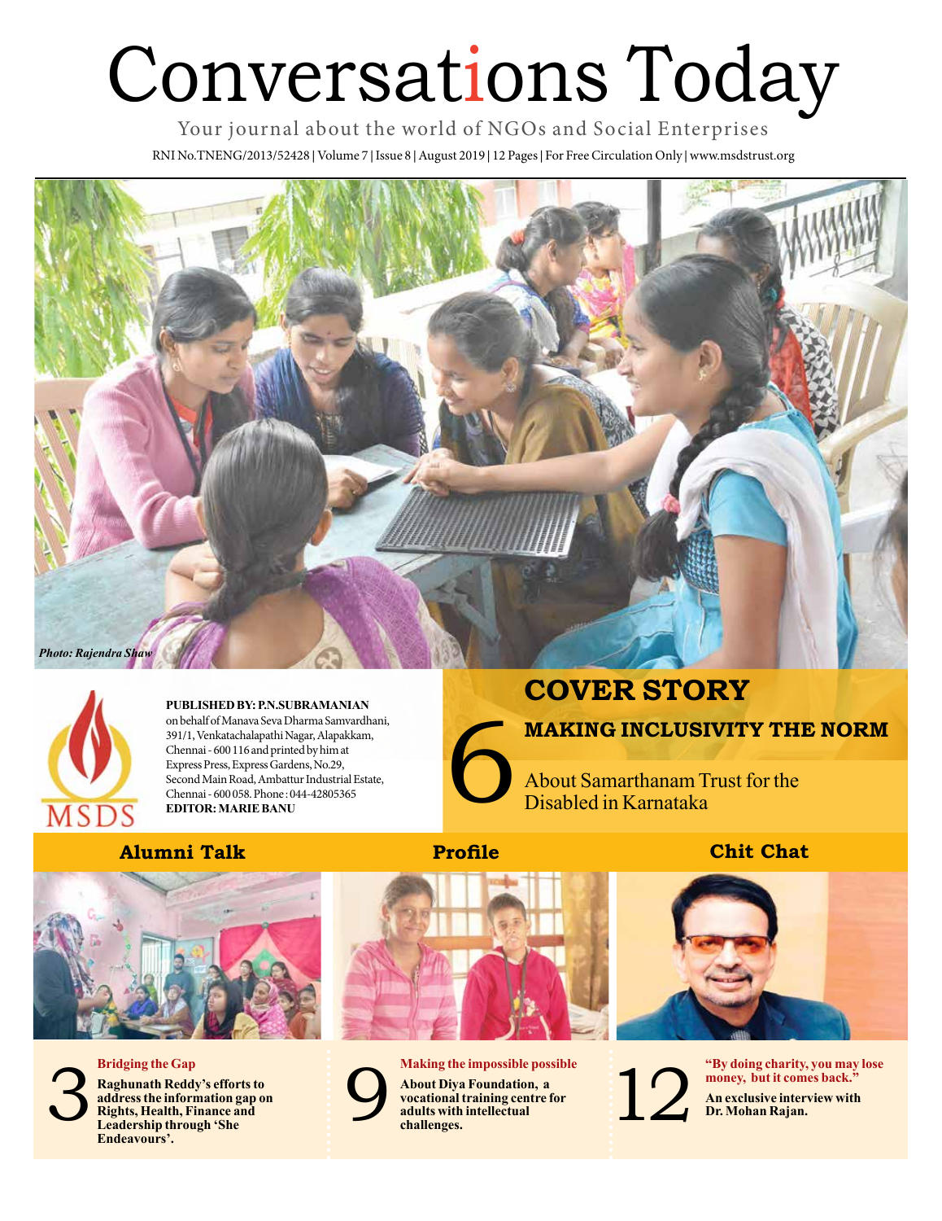# Conversations Today

Your journal about the world of NGOs and Social Enterprises

RNI No.TNENG/2013/52428 | Volume 7 | Issue 8 | August 2019 | 12 Pages | For Free Circulation Only | www.msdstrust.org

*Photo: Rajendra Shaw*

**PUBLISHED BY: P.N.SUBRAMANIAN** on behalf of Manava Seva Dharma Samvardhani, 391/1, Venkatachalapathi Nagar, Alapakkam, Chennai - 600 116 and printed by him at Express Press, Express Gardens, No.29, Second Main Road, Ambattur Industrial Estate, Chennai - 600 058. Phone : 044-42805365
**EDITOR: MARIE BANU**

## COVER STORY

### 6 MAKING INCLUSIVITY THE NORM

About Samarthanam Trust for the Disabled in Karnataka

## Alumni Talk

**3 Bridging the Gap**

**Raghunath Reddy's efforts to address the information gap on Rights, Health, Finance and Leadership through 'She Endeavours'.**

## Profile

**9 Making the impossible possible**

**About Diya Foundation, a vocational training centre for adults with intellectual challenges.**

## Chit Chat

**12 "By doing charity, you may lose money, but it comes back."**

**An exclusive interview with Dr. Mohan Rajan.**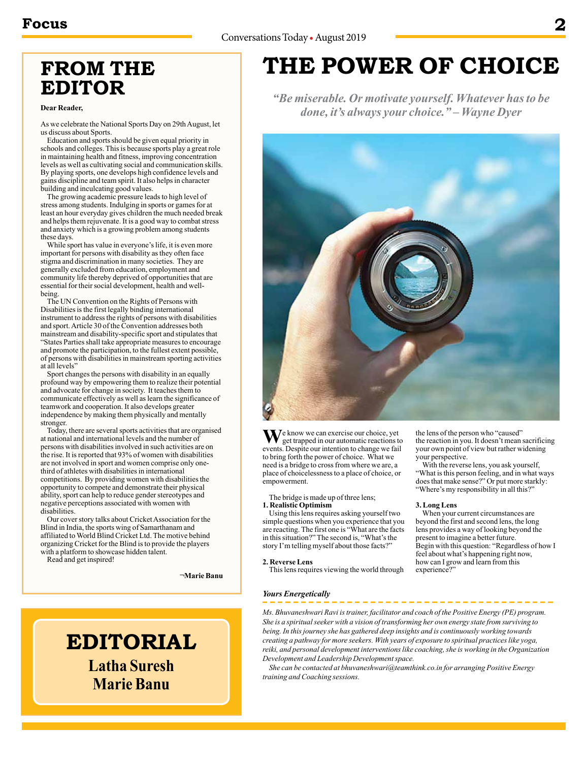# FROM THE EDITOR

**Dear Reader,**

As we celebrate the National Sports Day on 29th August, let us discuss about Sports.

Education and sports should be given equal priority in schools and colleges. This is because sports play a great role in maintaining health and fitness, improving concentration levels as well as cultivating social and communication skills. By playing sports, one develops high confidence levels and gains discipline and team spirit. It also helps in character building and inculcating good values.

The growing academic pressure leads to high level of stress among students. Indulging in sports or games for at least an hour everyday gives children the much needed break and helps them rejuvenate. It is a good way to combat stress and anxiety which is a growing problem among students these days.

While sport has value in everyone's life, it is even more important for persons with disability as they often face stigma and discrimination in many societies. They are generally excluded from education, employment and community life thereby deprived of opportunities that are essential for their social development, health and well-being.

The UN Convention on the Rights of Persons with Disabilities is the first legally binding international instrument to address the rights of persons with disabilities and sport. Article 30 of the Convention addresses both mainstream and disability-specific sport and stipulates that "States Parties shall take appropriate measures to encourage and promote the participation, to the fullest extent possible, of persons with disabilities in mainstream sporting activities at all levels"

Sport changes the persons with disability in an equally profound way by empowering them to realize their potential and advocate for change in society. It teaches them to communicate effectively as well as learn the significance of teamwork and cooperation. It also develops greater independence by making them physically and mentally stronger.

Today, there are several sports activities that are organised at national and international levels and the number of persons with disabilities involved in such activities are on the rise. It is reported that 93% of women with disabilities are not involved in sport and women comprise only one-third of athletes with disabilities in international competitions. By providing women with disabilities the opportunity to compete and demonstrate their physical ability, sport can help to reduce gender stereotypes and negative perceptions associated with women with disabilities.

Our cover story talks about Cricket Association for the Blind in India, the sports wing of Samarthanam and affiliated to World Blind Cricket Ltd. The motive behind organizing Cricket for the Blind is to provide the players with a platform to showcase hidden talent.

Read and get inspired!

**¬Marie Banu**

## EDITORIAL

**Latha Suresh**
**Marie Banu**

# THE POWER OF CHOICE

*"Be miserable. Or motivate yourself. Whatever has to be done, it's always your choice." – Wayne Dyer*

We know we can exercise our choice, yet get trapped in our automatic reactions to events. Despite our intention to change we fail to bring forth the power of choice. What we need is a bridge to cross from where we are, a place of choicelessness to a place of choice, or empowerment.

The bridge is made up of three lens;

**1. Realistic Optimism**

Using this lens requires asking yourself two simple questions when you experience that you are reacting. The first one is "What are the facts in this situation?" The second is, "What's the story I'm telling myself about those facts?"

**2. Reverse Lens**

This lens requires viewing the world through the lens of the person who "caused" the reaction in you. It doesn't mean sacrificing your own point of view but rather widening your perspective.

With the reverse lens, you ask yourself, "What is this person feeling, and in what ways does that make sense?" Or put more starkly: "Where's my responsibility in all this?"

**3. Long Lens**

When your current circumstances are beyond the first and second lens, the long lens provides a way of looking beyond the present to imagine a better future. Begin with this question: "Regardless of how I feel about what's happening right now, how can I grow and learn from this experience?"

***Yours Energetically***

*Ms. Bhuvaneshwari Ravi is trainer, facilitator and coach of the Positive Energy (PE) program. She is a spiritual seeker with a vision of transforming her own energy state from surviving to being. In this journey she has gathered deep insights and is continuously working towards creating a pathway for more seekers. With years of exposure to spiritual practices like yoga, reiki, and personal development interventions like coaching, she is working in the Organization Development and Leadership Development space.*

*She can be contacted at bhuvaneshwari@teamthink.co.in for arranging Positive Energy training and Coaching sessions.*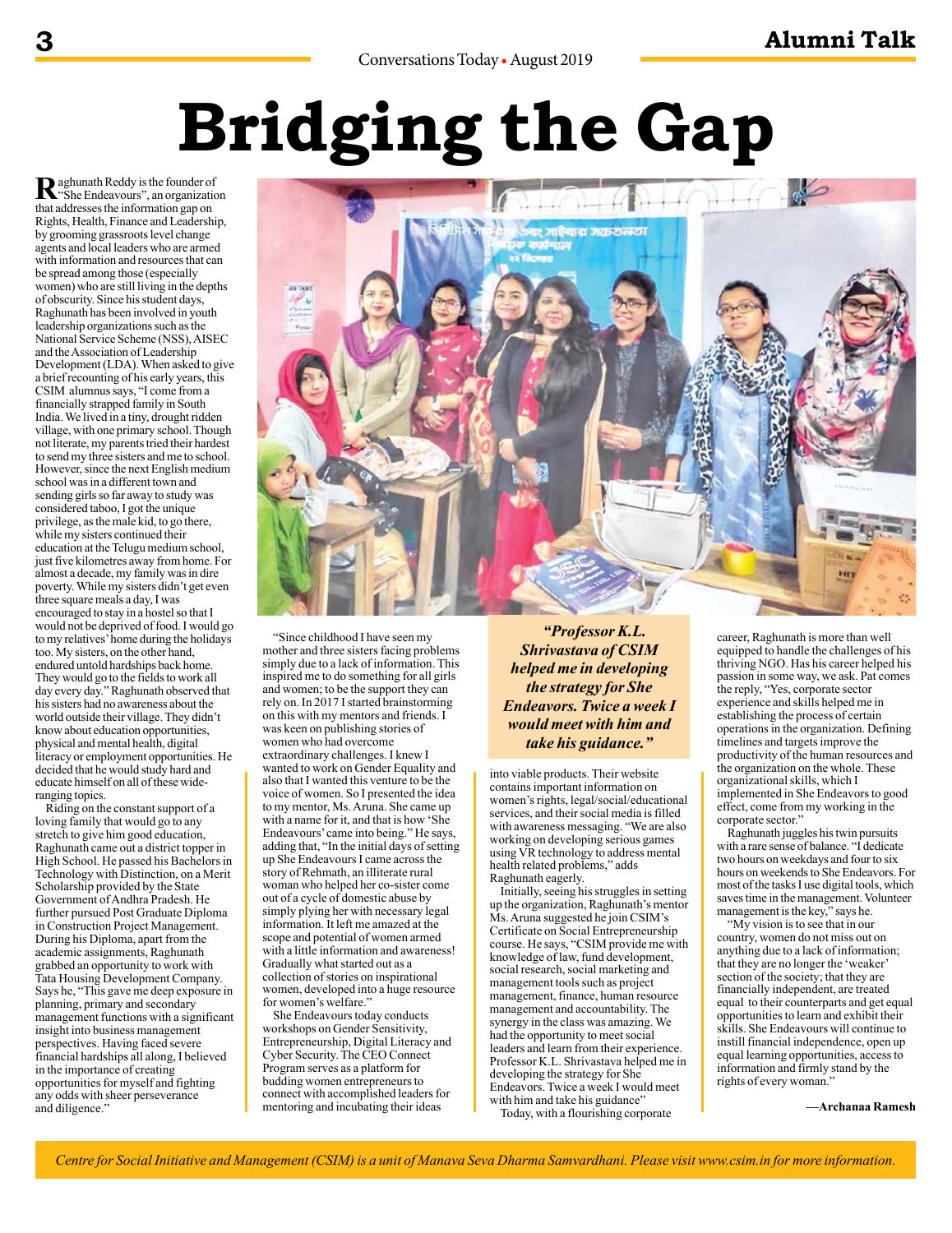# Bridging the Gap

Raghunath Reddy is the founder of "She Endeavours", an organization that addresses the information gap on Rights, Health, Finance and Leadership, by grooming grassroots level change agents and local leaders who are armed with information and resources that can be spread among those (especially women) who are still living in the depths of obscurity. Since his student days, Raghunath has been involved in youth leadership organizations such as the National Service Scheme (NSS), AISEC and the Association of Leadership Development (LDA). When asked to give a brief recounting of his early years, this CSIM alumnus says, "I come from a financially strapped family in South India. We lived in a tiny, drought ridden village, with one primary school. Though not literate, my parents tried their hardest to send my three sisters and me to school. However, since the next English medium school was in a different town and sending girls so far away to study was considered taboo, I got the unique privilege, as the male kid, to go there, while my sisters continued their education at the Telugu medium school, just five kilometres away from home. For almost a decade, my family was in dire poverty. While my sisters didn't get even three square meals a day, I was encouraged to stay in a hostel so that I would not be deprived of food. I would go to my relatives' home during the holidays too. My sisters, on the other hand, endured untold hardships back home. They would go to the fields to work all day every day." Raghunath observed that his sisters had no awareness about the world outside their village. They didn't know about education opportunities, physical and mental health, digital literacy or employment opportunities. He decided that he would study hard and educate himself on all of these wide-ranging topics.

Riding on the constant support of a loving family that would go to any stretch to give him good education, Raghunath came out a district topper in High School. He passed his Bachelors in Technology with Distinction, on a Merit Scholarship provided by the State Government of Andhra Pradesh. He further pursued Post Graduate Diploma in Construction Project Management. During his Diploma, apart from the academic assignments, Raghunath grabbed an opportunity to work with Tata Housing Development Company. Says he, "This gave me deep exposure in planning, primary and secondary management functions with a significant insight into business management perspectives. Having faced severe financial hardships all along, I believed in the importance of creating opportunities for myself and fighting any odds with sheer perseverance and diligence."

"Since childhood I have seen my mother and three sisters facing problems simply due to a lack of information. This inspired me to do something for all girls and women; to be the support they can rely on. In 2017 I started brainstorming on this with my mentors and friends. I was keen on publishing stories of women who had overcome extraordinary challenges. I knew I wanted to work on Gender Equality and also that I wanted this venture to be the voice of women. So I presented the idea to my mentor, Ms. Aruna. She came up with a name for it, and that is how 'She Endeavours' came into being." He says, adding that, "In the initial days of setting up She Endeavours I came across the story of Rehmath, an illiterate rural woman who helped her co-sister come out of a cycle of domestic abuse by simply plying her with necessary legal information. It left me amazed at the scope and potential of women armed with a little information and awareness! Gradually what started out as a collection of stories on inspirational women, developed into a huge resource for women's welfare."

She Endeavours today conducts workshops on Gender Sensitivity, Entrepreneurship, Digital Literacy and Cyber Security. The CEO Connect Program serves as a platform for budding women entrepreneurs to connect with accomplished leaders for mentoring and incubating their ideas into viable products. Their website contains important information on women's rights, legal/social/educational services, and their social media is filled with awareness messaging. "We are also working on developing serious games using VR technology to address mental health related problems," adds Raghunath eagerly.

> ***"Professor K.L. Shrivastava of CSIM helped me in developing the strategy for She Endeavors. Twice a week I would meet with him and take his guidance."***

Initially, seeing his struggles in setting up the organization, Raghunath's mentor Ms. Aruna suggested he join CSIM's Certificate on Social Entrepreneurship course. He says, "CSIM provide me with knowledge of law, fund development, social research, social marketing and management tools such as project management, finance, human resource management and accountability. The synergy in the class was amazing. We had the opportunity to meet social leaders and learn from their experience. Professor K.L. Shrivastava helped me in developing the strategy for She Endeavors. Twice a week I would meet with him and take his guidance"

Today, with a flourishing corporate career, Raghunath is more than well equipped to handle the challenges of his thriving NGO. Has his career helped his passion in some way, we ask. Pat comes the reply, "Yes, corporate sector experience and skills helped me in establishing the process of certain operations in the organization. Defining timelines and targets improve the productivity of the human resources and the organization on the whole. These organizational skills, which I implemented in She Endeavors to good effect, come from my working in the corporate sector."

Raghunath juggles his twin pursuits with a rare sense of balance. "I dedicate two hours on weekdays and four to six hours on weekends to She Endeavors. For most of the tasks I use digital tools, which saves time in the management. Volunteer management is the key," says he.

"My vision is to see that in our country, women do not miss out on anything due to a lack of information; that they are no longer the 'weaker' section of the society; that they are financially independent, are treated equal to their counterparts and get equal opportunities to learn and exhibit their skills. She Endeavours will continue to instill financial independence, open up equal learning opportunities, access to information and firmly stand by the rights of every woman."

**—Archanaa Ramesh**

*Centre for Social Initiative and Management (CSIM) is a unit of Manava Seva Dharma Samvardhani. Please visit www.csim.in for more information.*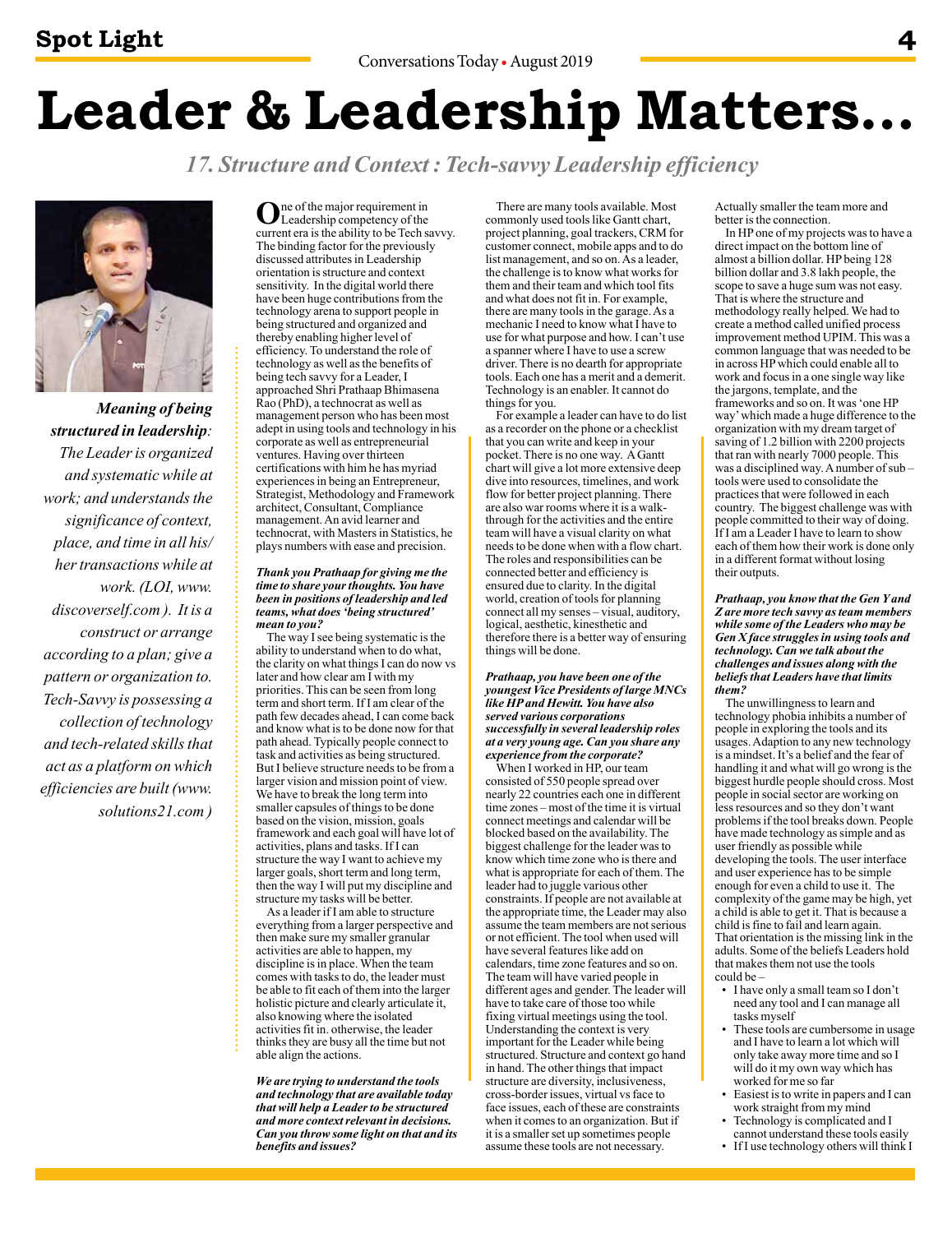# Leader & Leadership Matters...

## 17. Structure and Context : Tech-savvy Leadership efficiency

***Meaning of being structured in leadership**: The Leader is organized and systematic while at work; and understands the significance of context, place, and time in all his/ her transactions while at work. (LOI, www. discoverself.com ). It is a construct or arrange according to a plan; give a pattern or organization to. Tech-Savvy is possessing a collection of technology and tech-related skills that act as a platform on which efficiencies are built (www. solutions21.com )*

One of the major requirement in Leadership competency of the current era is the ability to be Tech savvy. The binding factor for the previously discussed attributes in Leadership orientation is structure and context sensitivity. In the digital world there have been huge contributions from the technology arena to support people in being structured and organized and thereby enabling higher level of efficiency. To understand the role of technology as well as the benefits of being tech savvy for a Leader, I approached Shri Prathaap Bhimasena Rao (PhD), a technocrat as well as management person who has been most adept in using tools and technology in his corporate as well as entrepreneurial ventures. Having over thirteen certifications with him he has myriad experiences in being an Entrepreneur, Strategist, Methodology and Framework architect, Consultant, Compliance management. An avid learner and technocrat, with Masters in Statistics, he plays numbers with ease and precision.

***Thank you Prathaap for giving me the time to share your thoughts. You have been in positions of leadership and led teams, what does 'being structured' mean to you?***

The way I see being systematic is the ability to understand when to do what, the clarity on what things I can do now vs later and how clear am I with my priorities. This can be seen from long term and short term. If I am clear of the path few decades ahead, I can come back and know what is to be done now for that path ahead. Typically people connect to task and activities as being structured. But I believe structure needs to be from a larger vision and mission point of view. We have to break the long term into smaller capsules of things to be done based on the vision, mission, goals framework and each goal will have lot of activities, plans and tasks. If I can structure the way I want to achieve my larger goals, short term and long term, then the way I will put my discipline and structure my tasks will be better.

As a leader if I am able to structure everything from a larger perspective and then make sure my smaller granular activities are able to happen, my discipline is in place. When the team comes with tasks to do, the leader must be able to fit each of them into the larger holistic picture and clearly articulate it, also knowing where the isolated activities fit in. otherwise, the leader thinks they are busy all the time but not able align the actions.

***We are trying to understand the tools and technology that are available today that will help a Leader to be structured and more context relevant in decisions. Can you throw some light on that and its benefits and issues?***

There are many tools available. Most commonly used tools like Gantt chart, project planning, goal trackers, CRM for customer connect, mobile apps and to do list management, and so on. As a leader, the challenge is to know what works for them and their team and which tool fits and what does not fit in. For example, there are many tools in the garage. As a mechanic I need to know what I have to use for what purpose and how. I can't use a spanner where I have to use a screw driver. There is no dearth for appropriate tools. Each one has a merit and a demerit. Technology is an enabler. It cannot do things for you.

For example a leader can have to do list as a recorder on the phone or a checklist that you can write and keep in your pocket. There is no one way. A Gantt chart will give a lot more extensive deep dive into resources, timelines, and work flow for better project planning. There are also war rooms where it is a walk-through for the activities and the entire team will have a visual clarity on what needs to be done with a flow chart. The roles and responsibilities can be connected better and efficiency is ensured due to clarity. In the digital world, creation of tools for planning connect all my senses – visual, auditory, logical, aesthetic, kinesthetic and therefore there is a better way of ensuring things will be done.

***Prathaap, you have been one of the youngest Vice Presidents of large MNCs like HP and Hewitt. You have also served various corporations successfully in several leadership roles at a very young age. Can you share any experience from the corporate?***

When I worked in HP, our team consisted of 550 people spread over nearly 22 countries each one in different time zones – most of the time it is virtual connect meetings and calendar will be blocked based on the availability. The biggest challenge for the leader was to know which time zone who is there and what is appropriate for each of them. The leader had to juggle various other constraints. If people are not available at the appropriate time, the Leader may also assume the team members are not serious or not efficient. The tool when used will have several features like add on calendars, time zone features and so on. The team will have varied people in different ages and gender. The leader will have to take care of those too while fixing virtual meetings using the tool. Understanding the context is very important for the Leader while being structured. Structure and context go hand in hand. The other things that impact structure are diversity, inclusiveness, cross-border issues, virtual vs face to face issues, each of these are constraints when it comes to an organization. But if it is a smaller set up sometimes people assume these tools are not necessary. Actually smaller the team more and better is the connection.

In HP one of my projects was to have a direct impact on the bottom line of almost a billion dollar. HP being 128 billion dollar and 3.8 lakh people, the scope to save a huge sum was not easy. That is where the structure and methodology really helped. We had to create a method called unified process improvement method UPIM. This was a common language that was needed to be in across HP which could enable all to work and focus in a one single way like the jargons, template, and the frameworks and so on. It was 'one HP way' which made a huge difference to the organization with my dream target of saving of 1.2 billion with 2200 projects that ran with nearly 7000 people. This was a disciplined way. A number of sub – tools were used to consolidate the practices that were followed in each country. The biggest challenge was with people committed to their way of doing. If I am a Leader I have to learn to show each of them how their work is done only in a different format without losing their outputs.

***Prathaap, you know that the Gen Y and Z are more tech savvy as team members while some of the Leaders who may be Gen X face struggles in using tools and technology. Can we talk about the challenges and issues along with the beliefs that Leaders have that limits them?***

The unwillingness to learn and technology phobia inhibits a number of people in exploring the tools and its usages. Adaption to any new technology is a mindset. It's a belief and the fear of handling it and what will go wrong is the biggest hurdle people should cross. Most people in social sector are working on less resources and so they don't want problems if the tool breaks down. People have made technology as simple and as user friendly as possible while developing the tools. The user interface and user experience has to be simple enough for even a child to use it. The complexity of the game may be high, yet a child is able to get it. That is because a child is fine to fail and learn again. That orientation is the missing link in the adults. Some of the beliefs Leaders hold that makes them not use the tools could be –

- I have only a small team so I don't need any tool and I can manage all tasks myself
- These tools are cumbersome in usage and I have to learn a lot which will only take away more time and so I will do it my own way which has worked for me so far
- Easiest is to write in papers and I can work straight from my mind
- Technology is complicated and I cannot understand these tools easily
- If I use technology others will think I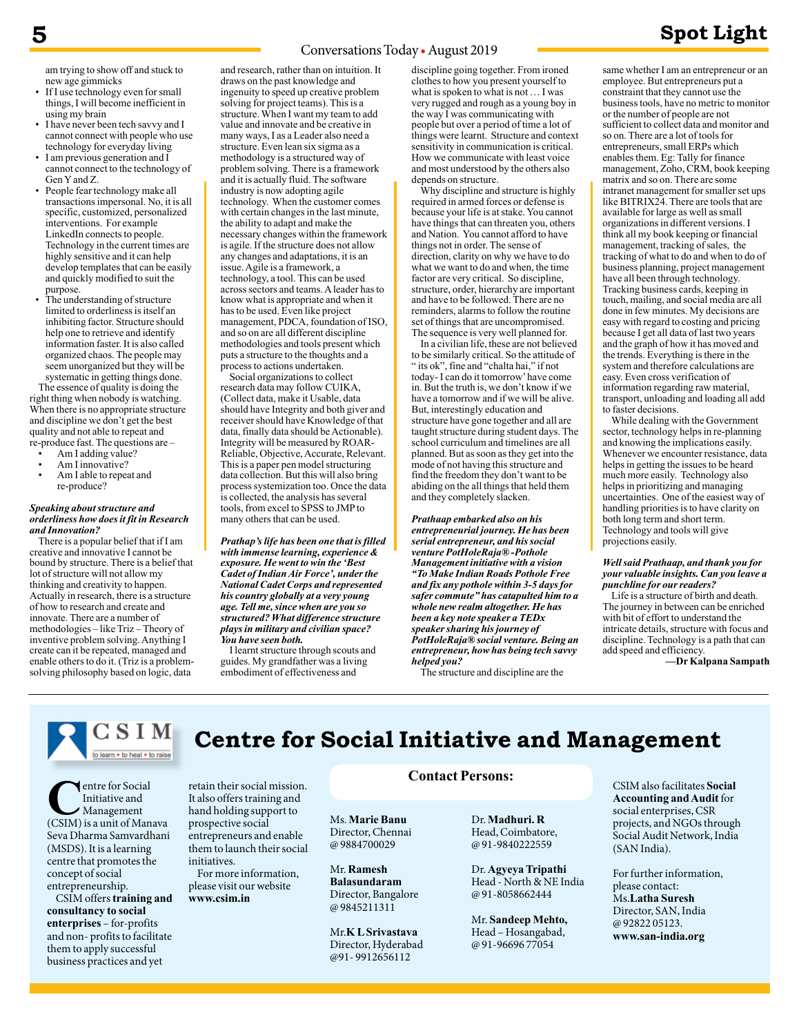am trying to show off and stuck to new age gimmicks

- If I use technology even for small things, I will become inefficient in using my brain
- I have never been tech savvy and I cannot connect with people who use technology for everyday living
- I am previous generation and I cannot connect to the technology of Gen Y and Z.
- People fear technology make all transactions impersonal. No, it is all specific, customized, personalized interventions. For example LinkedIn connects to people. Technology in the current times are highly sensitive and it can help develop templates that can be easily and quickly modified to suit the purpose.
- The understanding of structure limited to orderliness is itself an inhibiting factor. Structure should help one to retrieve and identify information faster. It is also called organized chaos. The people may seem unorganized but they will be systematic in getting things done.

The essence of quality is doing the right thing when nobody is watching. When there is no appropriate structure and discipline we don't get the best quality and not able to repeat and re-produce fast. The questions are –

- Am I adding value?
- Am I innovative?
- Am I able to repeat and re-produce?

***Speaking about structure and orderliness how does it fit in Research and Innovation?***

There is a popular belief that if I am creative and innovative I cannot be bound by structure. There is a belief that lot of structure will not allow my thinking and creativity to happen. Actually in research, there is a structure of how to research and create and innovate. There are a number of methodologies – like Triz – Theory of inventive problem solving. Anything I create can it be repeated, managed and enable others to do it. (Triz is a problem-solving philosophy based on logic, data and research, rather than on intuition. It draws on the past knowledge and ingenuity to speed up creative problem solving for project teams). This is a structure. When I want my team to add value and innovate and be creative in many ways, I as a Leader also need a structure. Even lean six sigma as a methodology is a structured way of problem solving. There is a framework and it is actually fluid. The software industry is now adopting agile technology. When the customer comes with certain changes in the last minute, the ability to adapt and make the necessary changes within the framework is agile. If the structure does not allow any changes and adaptations, it is an issue. Agile is a framework, a technology, a tool. This can be used across sectors and teams. A leader has to know what is appropriate and when it has to be used. Even like project management, PDCA, foundation of ISO, and so on are all different discipline methodologies and tools present which puts a structure to the thoughts and a process to actions undertaken.

Social organizations to collect research data may follow CUIKA, (Collect data, make it Usable, data should have Integrity and both giver and receiver should have Knowledge of that data, finally data should be Actionable). Integrity will be measured by ROAR- Reliable, Objective, Accurate, Relevant. This is a paper pen model structuring data collection. But this will also bring process systemization too. Once the data is collected, the analysis has several tools, from excel to SPSS to JMP to many others that can be used.

***Prathap's life has been one that is filled with immense learning, experience & exposure. He went on to win the 'Best Cadet of Indian Air Force', under the National Cadet Corps and represented his country globally at a very young age. Tell me, since when are you so structured? What difference structure plays in military and civilian space? You have seen both.***

I learnt structure through scouts and guides. My grandfather was a living embodiment of effectiveness and discipline going together. From ironed clothes to how you present yourself to what is spoken to what is not … I was very rugged and rough as a young boy in the way I was communicating with people but over a period of time a lot of things were learnt. Structure and context sensitivity in communication is critical. How we communicate with least voice and most understood by the others also depends on structure.

Why discipline and structure is highly required in armed forces or defense is because your life is at stake. You cannot have things that can threaten you, others and Nation. You cannot afford to have things not in order. The sense of direction, clarity on why we have to do what we want to do and when, the time factor are very critical. So discipline, structure, order, hierarchy are important and have to be followed. There are no reminders, alarms to follow the routine set of things that are uncompromised. The sequence is very well planned for.

In a civilian life, these are not believed to be similarly critical. So the attitude of " its ok", fine and "chalta hai," if not today- I can do it tomorrow' have come in. But the truth is, we don't know if we have a tomorrow and if we will be alive. But, interestingly education and structure have gone together and all are taught structure during student days. The school curriculum and timelines are all planned. But as soon as they get into the mode of not having this structure and find the freedom they don't want to be abiding on the all things that held them and they completely slacken.

***Prathaap embarked also on his entrepreneurial journey. He has been serial entrepreneur, and his social venture PotHoleRaja®-Pothole Management initiative with a vision "To Make Indian Roads Pothole Free and fix any pothole within 3-5 days for safer commute" has catapulted him to a whole new realm altogether. He has been a key note speaker a TEDx speaker sharing his journey of PotHoleRaja® social venture. Being an entrepreneur, how has being tech savvy helped you?***

The structure and discipline are the same whether I am an entrepreneur or an employee. But entrepreneurs put a constraint that they cannot use the business tools, have no metric to monitor or the number of people are not sufficient to collect data and monitor and so on. There are a lot of tools for entrepreneurs, small ERPs which enables them. Eg: Tally for finance management, Zoho, CRM, book keeping matrix and so on. There are some intranet management for smaller set ups like BITRIX24. There are tools that are available for large as well as small organizations in different versions. I think all my book keeping or financial management, tracking of sales, the tracking of what to do and when to do of business planning, project management have all been through technology. Tracking business cards, keeping in touch, mailing, and social media are all done in few minutes. My decisions are easy with regard to costing and pricing because I get all data of last two years and the graph of how it has moved and the trends. Everything is there in the system and therefore calculations are easy. Even cross verification of information regarding raw material, transport, unloading and loading all add to faster decisions.

While dealing with the Government sector, technology helps in re-planning and knowing the implications easily. Whenever we encounter resistance, data helps in getting the issues to be heard much more easily. Technology also helps in prioritizing and managing uncertainties. One of the easiest way of handling priorities is to have clarity on both long term and short term. Technology and tools will give projections easily.

***Well said Prathaap, and thank you for your valuable insights. Can you leave a punchline for our readers?***

Life is a structure of birth and death. The journey in between can be enriched with bit of effort to understand the intricate details, structure with focus and discipline. Technology is a path that can add speed and efficiency.

**—Dr Kalpana Sampath**

---

CSIM
to learn • to heal • to raise

# Centre for Social Initiative and Management

Centre for Social Initiative and Management (CSIM) is a unit of Manava Seva Dharma Samvardhani (MSDS). It is a learning centre that promotes the concept of social entrepreneurship.

CSIM offers **training and consultancy to social enterprises** – for-profits and non- profits to facilitate them to apply successful business practices and yet retain their social mission. It also offers training and hand holding support to prospective social entrepreneurs and enable them to launch their social initiatives.

For more information, please visit our website **www.csim.in**

**Contact Persons:**

Ms. **Marie Banu**
Director, Chennai
@ 9884700029

Mr. **Ramesh Balasundaram**
Director, Bangalore
@ 9845211311

Mr.**K L Srivastava**
Director, Hyderabad
@91- 9912656112

Dr. **Madhuri. R**
Head, Coimbatore,
@ 91-9840222559

Dr. **Agyeya Tripathi**
Head - North & NE India
@ 91-8058662444

Mr. **Sandeep Mehto,**
Head – Hosangabad,
@ 91-96696 77054

CSIM also facilitates **Social Accounting and Audit** for social enterprises, CSR projects, and NGOs through Social Audit Network, India (SAN India).

For further information, please contact:
Ms.**Latha Suresh**
Director, SAN, India
@ 92822 05123.
**www.san-india.org**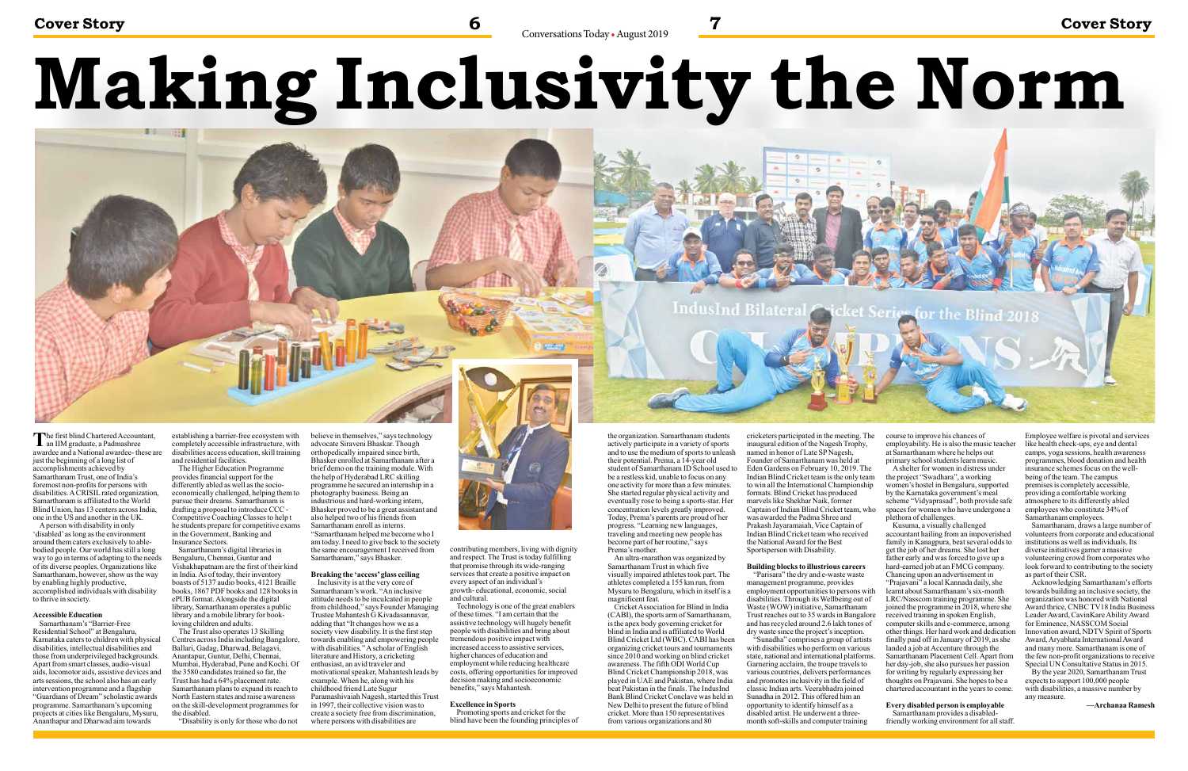# Making Inclusivity the Norm

The first blind Chartered Accountant, an IIM graduate, a Padmashree awardee and a National awardee- these are just the beginning of a long list of accomplishments achieved by Samarthanam Trust, one of India's foremost non-profits for persons with disabilities. A CRISIL rated organization, Samarthanam is affiliated to the World Blind Union, has 13 centers across India, one in the US and another in the UK.

A person with disability in only 'disabled' as long as the environment around them caters exclusively to able-bodied people. Our world has still a long way to go in terms of adapting to the needs of its diverse peoples. Organizations like Samarthanam, however, show us the way by enabling highly productive, accomplished individuals with disability to thrive in society.

## Accessible Education

Samarthanam's "Barrier-Free Residential School" at Bengaluru, Karnataka caters to children with physical disabilities, intellectual disabilities and those from underprivileged backgrounds. Apart from smart classes, audio-visual aids, locomotor aids, assistive devices and arts sessions, the school also has an early intervention programme and a flagship "Guardians of Dream" scholastic awards programme. Samarthanam's upcoming projects at cities like Bengaluru, Mysuru, Ananthapur and Dharwad aim towards establishing a barrier-free ecosystem with completely accessible infrastructure, with disabilities access education, skill training and residential facilities.

The Higher Education Programme provides financial support for the differently abled as well as the socio-economically challenged, helping them to pursue their dreams. Samarthanam is drafting a proposal to introduce CCC - Competitive Coaching Classes to help t he students prepare for competitive exams in the Government, Banking and Insurance Sectors.

Samarthanam's digital libraries in Bengaluru, Chennai, Guntur and Vishakhapatnam are the first of their kind in India. As of today, their inventory boasts of 5137 audio books, 4121 Braille books, 1867 PDF books and 128 books in ePUB format. Alongside the digital library, Samarthanam operates a public library and a mobile library for book-loving children and adults.

The Trust also operates 13 Skilling Centres across India including Bangalore, Ballari, Gadag, Dharwad, Belagavi, Anantapur, Guntur, Delhi, Chennai, Mumbai, Hyderabad, Pune and Kochi. Of the 3580 candidates trained so far, the Trust has had a 64% placement rate. Samarthanam plans to expand its reach to North Eastern states and raise awareness on the skill-development programmes for the disabled.

"Disability is only for those who do not believe in themselves," says technology advocate Siraveni Bhaskar. Though orthopedically impaired since birth, Bhasker enrolled at Samarthanam after a brief demo on the training module. With the help of Hyderabad LRC skilling programme he secured an internship in a photography business. Being an industrious and hard-working intern, Bhasker proved to be a great assistant and also helped two of his friends from Samarthanam enroll as interns. "Samarthanam helped me become who I am today. I need to give back to the society the same encouragement I received from Samarthanam," says Bhasker.

## Breaking the 'access' glass ceiling

Inclusivity is at the very core of Samarthanam's work. "An inclusive attitude needs to be inculcated in people from childhood," says Founder Managing Trustee Mahantesh G Kivadasannavar, adding that "It changes how we as a society view disability. It is the first step towards enabling and empowering people with disabilities." A scholar of English literature and History, a cricketing enthusiast, an avid traveler and motivational speaker, Mahantesh leads by example. When he, along with his childhood friend Late Sugur Paramashivaiah Nagesh, started this Trust in 1997, their collective vision was to create a society free from discrimination, where persons with disabilities are contributing members, living with dignity and respect. The Trust is today fulfilling that promise through its wide-ranging services that create a positive impact on every aspect of an individual's growth- educational, economic, social and cultural.

Technology is one of the great enablers of these times. "I am certain that the assistive technology will hugely benefit people with disabilities and bring about tremendous positive impact with increased access to assistive services, higher chances of education and employment while reducing healthcare costs, offering opportunities for improved decision making and socioeconomic benefits," says Mahantesh.

## Excellence in Sports

Promoting sports and cricket for the blind have been the founding principles of the organization. Samarthanam students actively participate in a variety of sports and to use the medium of sports to unleash their potential. Prema, a 14-year old student of Samarthanam ID School used to be a restless kid, unable to focus on any one activity for more than a few minutes. She started regular physical activity and eventually rose to being a sports-star. Her concentration levels greatly improved. Today, Prema's parents are proud of her progress. "Learning new languages, traveling and meeting new people has become part of her routine," says Prema's mother.

An ultra-marathon was organized by Samarthanam Trust in which five visually impaired athletes took part. The athletes completed a 155 km run, from Mysuru to Bengaluru, which in itself is a magnificent feat.

Cricket Association for Blind in India (CABI), the sports arm of Samarthanam, is the apex body governing cricket for blind in India and is affiliated to World Blind Cricket Ltd (WBC). CABI has been organizing cricket tours and tournaments since 2010 and working on blind cricket awareness. The fifth ODI World Cup Blind Cricket Championship 2018, was played in UAE and Pakistan, where India beat Pakistan in the finals. The IndusInd Bank Blind Cricket Conclave was held in New Delhi to present the future of blind cricket. More than 150 representatives from various organizations and 80 cricketers participated in the meeting. The inaugural edition of the Nagesh Trophy, named in honor of Late SP Nagesh, Founder of Samarthanam was held at Eden Gardens on February 10, 2019. The Indian Blind Cricket team is the only team to win all the International Championship formats. Blind Cricket has produced marvels like Shekhar Naik, former Captain of Indian Blind Cricket team, who was awarded the Padma Shree and Prakash Jayaramaiah, Vice Captain of Indian Blind Cricket team who received the National Award for the Best Sportsperson with Disability.

## Building blocks to illustrious careers

"Parisara" the dry and e-waste waste management programme, provides employment opportunities to persons with disabilities. Through its Wellbeing out of Waste (WOW) initiative, Samarthanam Trust reaches out to 35 wards in Bangalore and has recycled around 2.6 lakh tones of dry waste since the project's inception.

"Sunadha" comprises a group of artists with disabilities who perform on various state, national and international platforms. Garnering acclaim, the troupe travels to various countries, delivers performances and promotes inclusivity in the field of classic Indian arts. Veerabhadra joined Sunadha in 2012. This offered him an opportunity to identify himself as a disabled artist. He underwent a three-month soft-skills and computer training course to improve his chances of employability. He is also the music teacher at Samarthanam where he helps out primary school students learn music.

A shelter for women in distress under the project "Swadhara", a working women's hostel in Bengaluru, supported by the Karnataka government's meal scheme "Vidyaprasad", both provide safe spaces for women who have undergone a plethora of challenges.

Kusuma, a visually challenged accountant hailing from an impoverished family in Kanagpura, beat several odds to get the job of her dreams. She lost her father early and was forced to give up a hard-earned job at an FMCG company. Chancing upon an advertisement in "Prajavani" a local Kannada daily, she learnt about Samarthanam's six-month LRC/Nasscom training programme. She joined the programme in 2018, where she received training in spoken English, computer skills and e-commerce, among other things. Her hard work and dedication finally paid off in January of 2019, as she landed a job at Accenture through the Samarthanam Placement Cell. Apart from her day-job, she also pursues her passion for writing by regularly expressing her thoughts on Prajavani. She hopes to be a chartered accountant in the years to come.

## Every disabled person is employable

Samarthanam provides a disabled-friendly working environment for all staff. Employee welfare is pivotal and services like health check-ups, eye and dental camps, yoga sessions, health awareness programmes, blood donation and health insurance schemes focus on the well-being of the team. The campus premises is completely accessible, providing a comfortable working atmosphere to its differently abled employees who constitute 34% of Samarthanam employees.

Samarthanam, draws a large number of volunteers from corporate and educational institutions as well as individuals. Its diverse initiatives garner a massive volunteering crowd from corporates who look forward to contributing to the society as part of their CSR.

Acknowledging Samarthanam's efforts towards building an inclusive society, the organization was honored with National Award thrice, CNBC TV18 India Business Leader Award, CavinKare Ability Award for Eminence, NASSCOM Social Innovation award, NDTV Spirit of Sports Award, Aryabhata International Award and many more. Samarthanam is one of the few non-profit organizations to receive Special UN Consultative Status in 2015.

By the year 2020, Samarthanam Trust expects to support 100,000 people with disabilities, a massive number by any measure.

—Archanaa Ramesh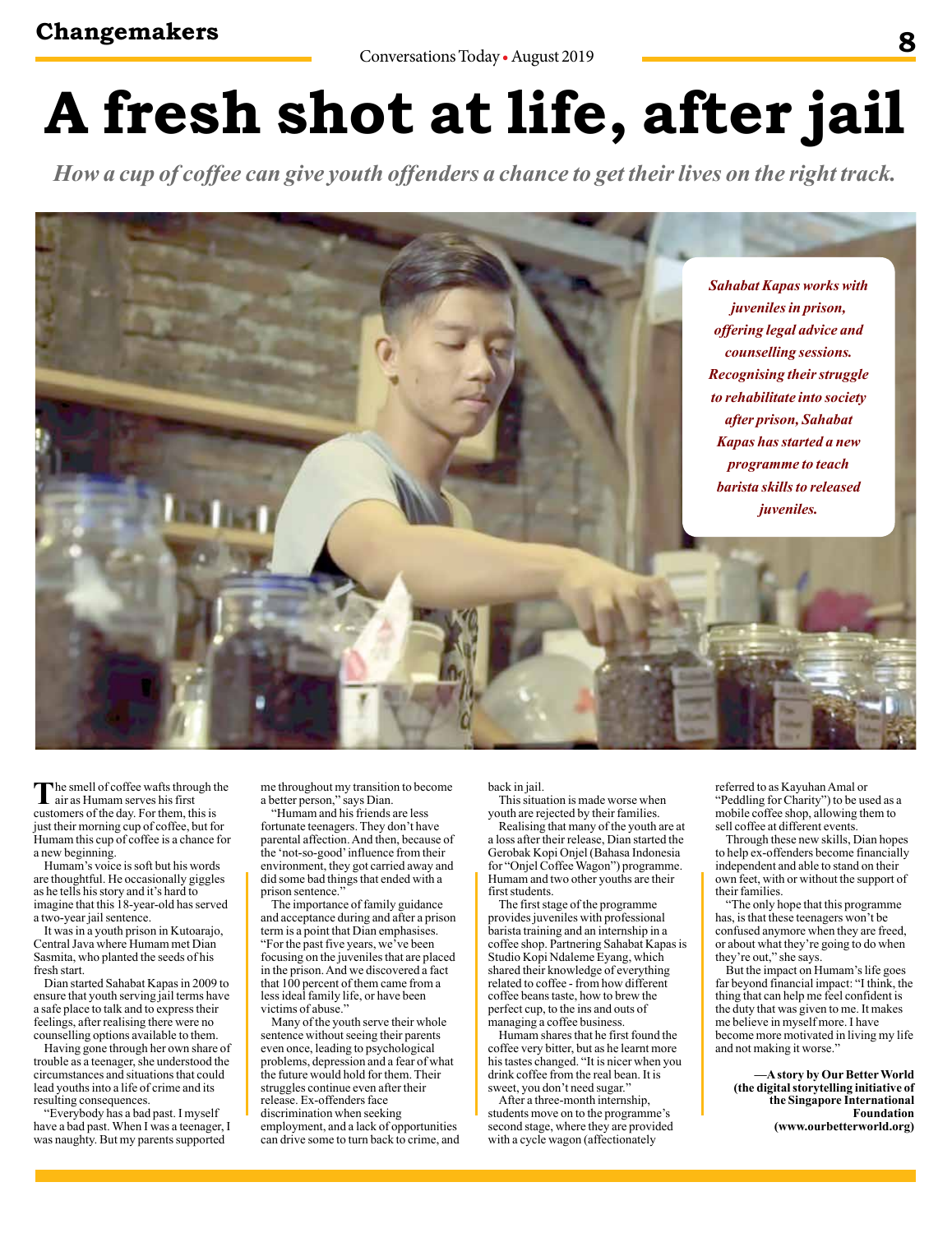Changemakers

# A fresh shot at life, after jail

*How a cup of coffee can give youth offenders a chance to get their lives on the right track.*

***Sahabat Kapas works with juveniles in prison, offering legal advice and counselling sessions. Recognising their struggle to rehabilitate into society after prison, Sahabat Kapas has started a new programme to teach barista skills to released juveniles.***

The smell of coffee wafts through the air as Humam serves his first customers of the day. For them, this is just their morning cup of coffee, but for Humam this cup of coffee is a chance for a new beginning.

Humam's voice is soft but his words are thoughtful. He occasionally giggles as he tells his story and it's hard to imagine that this 18-year-old has served a two-year jail sentence.

It was in a youth prison in Kutoarajo, Central Java where Humam met Dian Sasmita, who planted the seeds of his fresh start.

Dian started Sahabat Kapas in 2009 to ensure that youth serving jail terms have a safe place to talk and to express their feelings, after realising there were no counselling options available to them.

Having gone through her own share of trouble as a teenager, she understood the circumstances and situations that could lead youths into a life of crime and its resulting consequences.

"Everybody has a bad past. I myself have a bad past. When I was a teenager, I was naughty. But my parents supported me throughout my transition to become a better person," says Dian.

"Humam and his friends are less fortunate teenagers. They don't have parental affection. And then, because of the 'not-so-good' influence from their environment, they got carried away and did some bad things that ended with a prison sentence."

The importance of family guidance and acceptance during and after a prison term is a point that Dian emphasises. "For the past five years, we've been focusing on the juveniles that are placed in the prison. And we discovered a fact that 100 percent of them came from a less ideal family life, or have been victims of abuse."

Many of the youth serve their whole sentence without seeing their parents even once, leading to psychological problems, depression and a fear of what the future would hold for them. Their struggles continue even after their release. Ex-offenders face discrimination when seeking employment, and a lack of opportunities can drive some to turn back to crime, and back in jail.

This situation is made worse when youth are rejected by their families.

Realising that many of the youth are at a loss after their release, Dian started the Gerobak Kopi Onjel (Bahasa Indonesia for "Onjel Coffee Wagon") programme. Humam and two other youths are their first students.

The first stage of the programme provides juveniles with professional barista training and an internship in a coffee shop. Partnering Sahabat Kapas is Studio Kopi Ndaleme Eyang, which shared their knowledge of everything related to coffee - from how different coffee beans taste, how to brew the perfect cup, to the ins and outs of managing a coffee business.

Humam shares that he first found the coffee very bitter, but as he learnt more his tastes changed. "It is nicer when you drink coffee from the real bean. It is sweet, you don't need sugar."

After a three-month internship, students move on to the programme's second stage, where they are provided with a cycle wagon (affectionately referred to as Kayuhan Amal or "Peddling for Charity") to be used as a mobile coffee shop, allowing them to sell coffee at different events.

Through these new skills, Dian hopes to help ex-offenders become financially independent and able to stand on their own feet, with or without the support of their families.

"The only hope that this programme has, is that these teenagers won't be confused anymore when they are freed, or about what they're going to do when they're out," she says.

But the impact on Humam's life goes far beyond financial impact: "I think, the thing that can help me feel confident is the duty that was given to me. It makes me believe in myself more. I have become more motivated in living my life and not making it worse."

**—A story by Our Better World (the digital storytelling initiative of the Singapore International Foundation (www.ourbetterworld.org)**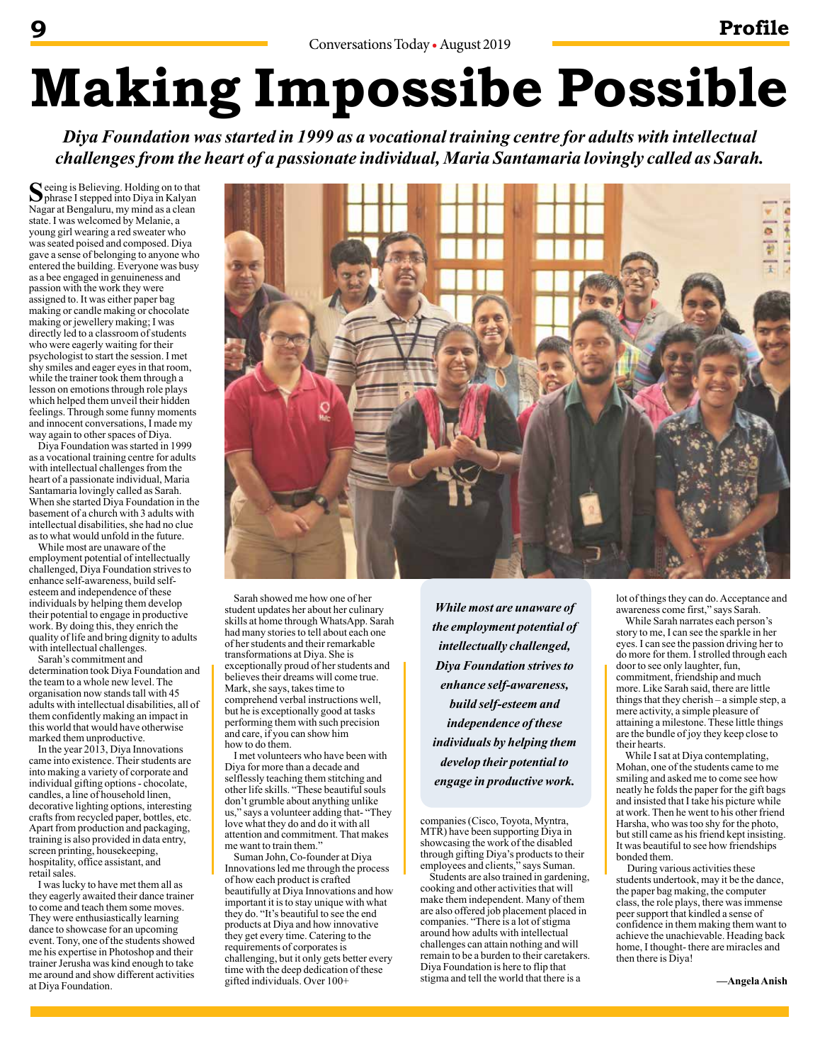# Making Impossibe Possible

***Diya Foundation was started in 1999 as a vocational training centre for adults with intellectual challenges from the heart of a passionate individual, Maria Santamaria lovingly called as Sarah.***

Seeing is Believing. Holding on to that phrase I stepped into Diya in Kalyan Nagar at Bengaluru, my mind as a clean state. I was welcomed by Melanie, a young girl wearing a red sweater who was seated poised and composed. Diya gave a sense of belonging to anyone who entered the building. Everyone was busy as a bee engaged in genuineness and passion with the work they were assigned to. It was either paper bag making or candle making or chocolate making or jewellery making; I was directly led to a classroom of students who were eagerly waiting for their psychologist to start the session. I met shy smiles and eager eyes in that room, while the trainer took them through a lesson on emotions through role plays which helped them unveil their hidden feelings. Through some funny moments and innocent conversations, I made my way again to other spaces of Diya.

Diya Foundation was started in 1999 as a vocational training centre for adults with intellectual challenges from the heart of a passionate individual, Maria Santamaria lovingly called as Sarah. When she started Diya Foundation in the basement of a church with 3 adults with intellectual disabilities, she had no clue as to what would unfold in the future.

While most are unaware of the employment potential of intellectually challenged, Diya Foundation strives to enhance self-awareness, build self-esteem and independence of these individuals by helping them develop their potential to engage in productive work. By doing this, they enrich the quality of life and bring dignity to adults with intellectual challenges.

Sarah's commitment and determination took Diya Foundation and the team to a whole new level. The organisation now stands tall with 45 adults with intellectual disabilities, all of them confidently making an impact in this world that would have otherwise marked them unproductive.

In the year 2013, Diya Innovations came into existence. Their students are into making a variety of corporate and individual gifting options - chocolate, candles, a line of household linen, decorative lighting options, interesting crafts from recycled paper, bottles, etc. Apart from production and packaging, training is also provided in data entry, screen printing, housekeeping, hospitality, office assistant, and retail sales.

I was lucky to have met them all as they eagerly awaited their dance trainer to come and teach them some moves. They were enthusiastically learning dance to showcase for an upcoming event. Tony, one of the students showed me his expertise in Photoshop and their trainer Jerusha was kind enough to take me around and show different activities at Diya Foundation.

Sarah showed me how one of her student updates her about her culinary skills at home through WhatsApp. Sarah had many stories to tell about each one of her students and their remarkable transformations at Diya. She is exceptionally proud of her students and believes their dreams will come true. Mark, she says, takes time to comprehend verbal instructions well, but he is exceptionally good at tasks performing them with such precision and care, if you can show him how to do them.

I met volunteers who have been with Diya for more than a decade and selflessly teaching them stitching and other life skills. "These beautiful souls don't grumble about anything unlike us," says a volunteer adding that- "They love what they do and do it with all attention and commitment. That makes me want to train them."

Suman John, Co-founder at Diya Innovations led me through the process of how each product is crafted beautifully at Diya Innovations and how important it is to stay unique with what they do. "It's beautiful to see the end products at Diya and how innovative they get every time. Catering to the requirements of corporates is challenging, but it only gets better every time with the deep dedication of these gifted individuals. Over 100+ companies (Cisco, Toyota, Myntra, MTR) have been supporting Diya in showcasing the work of the disabled through gifting Diya's products to their employees and clients," says Suman.

> ***While most are unaware of the employment potential of intellectually challenged, Diya Foundation strives to enhance self-awareness, build self-esteem and independence of these individuals by helping them develop their potential to engage in productive work.***

Students are also trained in gardening, cooking and other activities that will make them independent. Many of them are also offered job placement placed in companies. "There is a lot of stigma around how adults with intellectual challenges can attain nothing and will remain to be a burden to their caretakers. Diya Foundation is here to flip that stigma and tell the world that there is a lot of things they can do. Acceptance and awareness come first," says Sarah.

While Sarah narrates each person's story to me, I can see the sparkle in her eyes. I can see the passion driving her to do more for them. I strolled through each door to see only laughter, fun, commitment, friendship and much more. Like Sarah said, there are little things that they cherish – a simple step, a mere activity, a simple pleasure of attaining a milestone. These little things are the bundle of joy they keep close to their hearts.

While I sat at Diya contemplating, Mohan, one of the students came to me smiling and asked me to come see how neatly he folds the paper for the gift bags and insisted that I take his picture while at work. Then he went to his other friend Harsha, who was too shy for the photo, but still came as his friend kept insisting. It was beautiful to see how friendships bonded them.

During various activities these students undertook, may it be the dance, the paper bag making, the computer class, the role plays, there was immense peer support that kindled a sense of confidence in them making them want to achieve the unachievable. Heading back home, I thought- there are miracles and then there is Diya!

**—Angela Anish**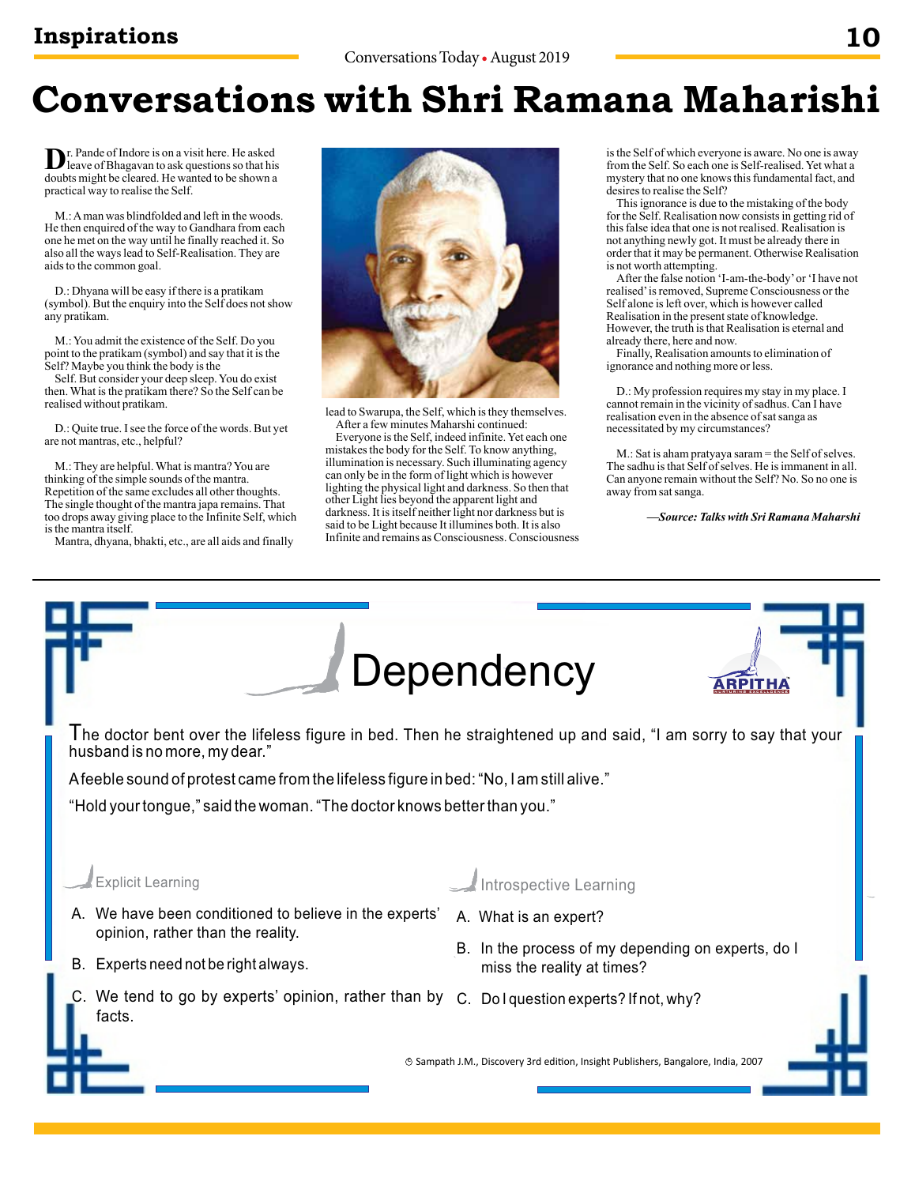# Conversations with Shri Ramana Maharishi

Dr. Pande of Indore is on a visit here. He asked leave of Bhagavan to ask questions so that his doubts might be cleared. He wanted to be shown a practical way to realise the Self.

M.: A man was blindfolded and left in the woods. He then enquired of the way to Gandhara from each one he met on the way until he finally reached it. So also all the ways lead to Self-Realisation. They are aids to the common goal.

D.: Dhyana will be easy if there is a pratikam (symbol). But the enquiry into the Self does not show any pratikam.

M.: You admit the existence of the Self. Do you point to the pratikam (symbol) and say that it is the Self? Maybe you think the body is the Self. But consider your deep sleep. You do exist then. What is the pratikam there? So the Self can be realised without pratikam.

D.: Quite true. I see the force of the words. But yet are not mantras, etc., helpful?

M.: They are helpful. What is mantra? You are thinking of the simple sounds of the mantra. Repetition of the same excludes all other thoughts. The single thought of the mantra japa remains. That too drops away giving place to the Infinite Self, which is the mantra itself.

Mantra, dhyana, bhakti, etc., are all aids and finally lead to Swarupa, the Self, which is they themselves.

After a few minutes Maharshi continued:

Everyone is the Self, indeed infinite. Yet each one mistakes the body for the Self. To know anything, illumination is necessary. Such illuminating agency can only be in the form of light which is however lighting the physical light and darkness. So then that other Light lies beyond the apparent light and darkness. It is itself neither light nor darkness but is said to be Light because It illumines both. It is also Infinite and remains as Consciousness. Consciousness is the Self of which everyone is aware. No one is away from the Self. So each one is Self-realised. Yet what a mystery that no one knows this fundamental fact, and desires to realise the Self?

This ignorance is due to the mistaking of the body for the Self. Realisation now consists in getting rid of this false idea that one is not realised. Realisation is not anything newly got. It must be already there in order that it may be permanent. Otherwise Realisation is not worth attempting.

After the false notion 'I-am-the-body' or 'I have not realised' is removed, Supreme Consciousness or the Self alone is left over, which is however called Realisation in the present state of knowledge. However, the truth is that Realisation is eternal and already there, here and now.

Finally, Realisation amounts to elimination of ignorance and nothing more or less.

D.: My profession requires my stay in my place. I cannot remain in the vicinity of sadhus. Can I have realisation even in the absence of sat sanga as necessitated by my circumstances?

M.: Sat is aham pratyaya saram = the Self of selves. The sadhu is that Self of selves. He is immanent in all. Can anyone remain without the Self? No. So no one is away from sat sanga.

***—Source: Talks with Sri Ramana Maharshi***

---

# Dependency

ARPITHA

The doctor bent over the lifeless figure in bed. Then he straightened up and said, "I am sorry to say that your husband is no more, my dear."

A feeble sound of protest came from the lifeless figure in bed: "No, I am still alive."

"Hold your tongue," said the woman. "The doctor knows better than you."

### Explicit Learning

A. We have been conditioned to believe in the experts' opinion, rather than the reality.

B. Experts need not be right always.

C. We tend to go by experts' opinion, rather than by facts.

### Introspective Learning

A. What is an expert?

B. In the process of my depending on experts, do I miss the reality at times?

C. Do I question experts? If not, why?

© Sampath J.M., Discovery 3rd edition, Insight Publishers, Bangalore, India, 2007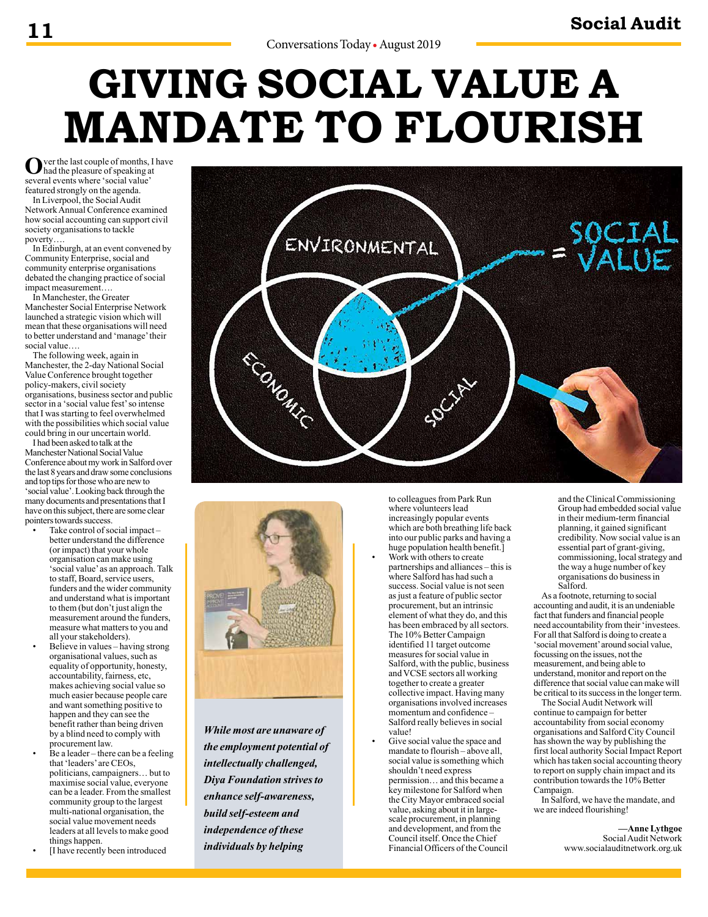# GIVING SOCIAL VALUE A MANDATE TO FLOURISH

Over the last couple of months, I have had the pleasure of speaking at several events where 'social value' featured strongly on the agenda.

In Liverpool, the Social Audit Network Annual Conference examined how social accounting can support civil society organisations to tackle poverty….

In Edinburgh, at an event convened by Community Enterprise, social and community enterprise organisations debated the changing practice of social impact measurement….

In Manchester, the Greater Manchester Social Enterprise Network launched a strategic vision which will mean that these organisations will need to better understand and 'manage' their social value….

The following week, again in Manchester, the 2-day National Social Value Conference brought together policy-makers, civil society organisations, business sector and public sector in a 'social value fest' so intense that I was starting to feel overwhelmed with the possibilities which social value could bring in our uncertain world.

I had been asked to talk at the Manchester National Social Value Conference about my work in Salford over the last 8 years and draw some conclusions and top tips for those who are new to 'social value'. Looking back through the many documents and presentations that I have on this subject, there are some clear pointers towards success.

- Take control of social impact – better understand the difference (or impact) that your whole organisation can make using 'social value' as an approach. Talk to staff, Board, service users, funders and the wider community and understand what is important to them (but don't just align the measurement around the funders, measure what matters to you and all your stakeholders).
- Believe in values – having strong organisational values, such as equality of opportunity, honesty, accountability, fairness, etc, makes achieving social value so much easier because people care and want something positive to happen and they can see the benefit rather than being driven by a blind need to comply with procurement law.
- Be a leader – there can be a feeling that 'leaders' are CEOs, politicians, campaigners… but to maximise social value, everyone can be a leader. From the smallest community group to the largest multi-national organisation, the social value movement needs leaders at all levels to make good things happen.
- [I have recently been introduced to colleagues from Park Run where volunteers lead increasingly popular events which are both breathing life back into our public parks and having a huge population health benefit.]
- Work with others to create partnerships and alliances – this is where Salford has had such a success. Social value is not seen as just a feature of public sector procurement, but an intrinsic element of what they do, and this has been embraced by all sectors. The 10% Better Campaign identified 11 target outcome measures for social value in Salford, with the public, business and VCSE sectors all working together to create a greater collective impact. Having many organisations involved increases momentum and confidence – Salford really believes in social value!
- Give social value the space and mandate to flourish – above all, social value is something which shouldn't need express permission… and this became a key milestone for Salford when the City Mayor embraced social value, asking about it in large-scale procurement, in planning and development, and from the Council itself. Once the Chief Financial Officers of the Council and the Clinical Commissioning Group had embedded social value in their medium-term financial planning, it gained significant credibility. Now social value is an essential part of grant-giving, commissioning, local strategy and the way a huge number of key organisations do business in Salford.

As a footnote, returning to social accounting and audit, it is an undeniable fact that funders and financial people need accountability from their 'investees. For all that Salford is doing to create a 'social movement' around social value, focussing on the issues, not the measurement, and being able to understand, monitor and report on the difference that social value can make will be critical to its success in the longer term.

The Social Audit Network will continue to campaign for better accountability from social economy organisations and Salford City Council has shown the way by publishing the first local authority Social Impact Report which has taken social accounting theory to report on supply chain impact and its contribution towards the 10% Better Campaign.

In Salford, we have the mandate, and we are indeed flourishing!

**—Anne Lythgoe**
Social Audit Network
www.socialauditnetwork.org.uk

***While most are unaware of the employment potential of intellectually challenged, Diya Foundation strives to enhance self-awareness, build self-esteem and independence of these individuals by helping***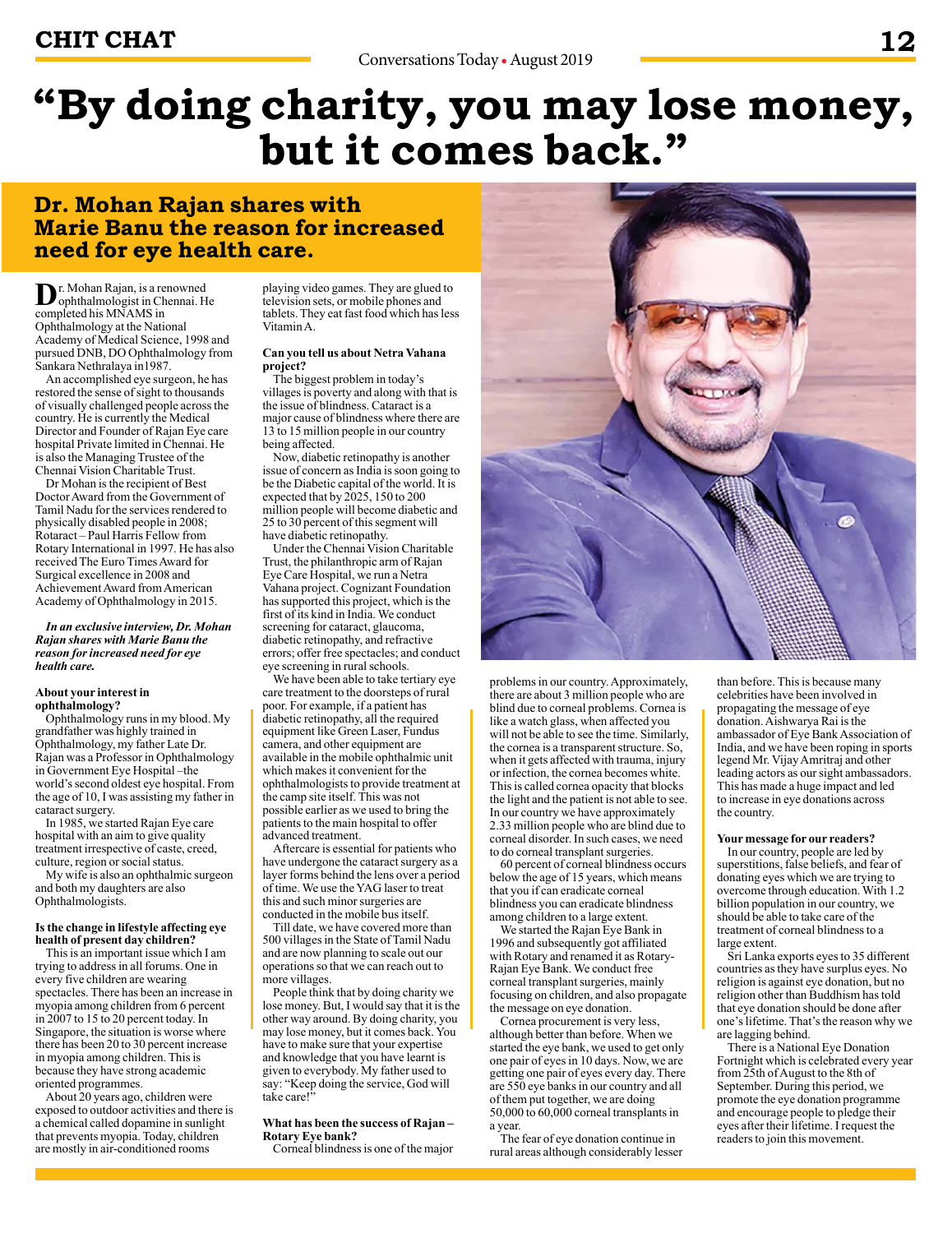# "By doing charity, you may lose money, but it comes back."

## Dr. Mohan Rajan shares with Marie Banu the reason for increased need for eye health care.

Dr. Mohan Rajan, is a renowned ophthalmologist in Chennai. He completed his MNAMS in Ophthalmology at the National Academy of Medical Science, 1998 and pursued DNB, DO Ophthalmology from Sankara Nethralaya in1987.

An accomplished eye surgeon, he has restored the sense of sight to thousands of visually challenged people across the country. He is currently the Medical Director and Founder of Rajan Eye care hospital Private limited in Chennai. He is also the Managing Trustee of the Chennai Vision Charitable Trust.

Dr Mohan is the recipient of Best Doctor Award from the Government of Tamil Nadu for the services rendered to physically disabled people in 2008; Rotaract – Paul Harris Fellow from Rotary International in 1997. He has also received The Euro Times Award for Surgical excellence in 2008 and Achievement Award from American Academy of Ophthalmology in 2015.

***In an exclusive interview, Dr. Mohan Rajan shares with Marie Banu the reason for increased need for eye health care.***

**About your interest in ophthalmology?**

Ophthalmology runs in my blood. My grandfather was highly trained in Ophthalmology, my father Late Dr. Rajan was a Professor in Ophthalmology in Government Eye Hospital –the world's second oldest eye hospital. From the age of 10, I was assisting my father in cataract surgery.

In 1985, we started Rajan Eye care hospital with an aim to give quality treatment irrespective of caste, creed, culture, region or social status.

My wife is also an ophthalmic surgeon and both my daughters are also Ophthalmologists.

**Is the change in lifestyle affecting eye health of present day children?**

This is an important issue which I am trying to address in all forums. One in every five children are wearing spectacles. There has been an increase in myopia among children from 6 percent in 2007 to 15 to 20 percent today. In Singapore, the situation is worse where there has been 20 to 30 percent increase in myopia among children. This is because they have strong academic oriented programmes.

About 20 years ago, children were exposed to outdoor activities and there is a chemical called dopamine in sunlight that prevents myopia. Today, children are mostly in air-conditioned rooms playing video games. They are glued to television sets, or mobile phones and tablets. They eat fast food which has less Vitamin A.

**Can you tell us about Netra Vahana project?**

The biggest problem in today's villages is poverty and along with that is the issue of blindness. Cataract is a major cause of blindness where there are 13 to 15 million people in our country being affected.

Now, diabetic retinopathy is another issue of concern as India is soon going to be the Diabetic capital of the world. It is expected that by 2025, 150 to 200 million people will become diabetic and 25 to 30 percent of this segment will have diabetic retinopathy.

Under the Chennai Vision Charitable Trust, the philanthropic arm of Rajan Eye Care Hospital, we run a Netra Vahana project. Cognizant Foundation has supported this project, which is the first of its kind in India. We conduct screening for cataract, glaucoma, diabetic retinopathy, and refractive errors; offer free spectacles; and conduct eye screening in rural schools.

We have been able to take tertiary eye care treatment to the doorsteps of rural poor. For example, if a patient has diabetic retinopathy, all the required equipment like Green Laser, Fundus camera, and other equipment are available in the mobile ophthalmic unit which makes it convenient for the ophthalmologists to provide treatment at the camp site itself. This was not possible earlier as we used to bring the patients to the main hospital to offer advanced treatment.

Aftercare is essential for patients who have undergone the cataract surgery as a layer forms behind the lens over a period of time. We use the YAG laser to treat this and such minor surgeries are conducted in the mobile bus itself.

Till date, we have covered more than 500 villages in the State of Tamil Nadu and are now planning to scale out our operations so that we can reach out to more villages.

People think that by doing charity we lose money. But, I would say that it is the other way around. By doing charity, you may lose money, but it comes back. You have to make sure that your expertise and knowledge that you have learnt is given to everybody. My father used to say: "Keep doing the service, God will take care!"

**What has been the success of Rajan – Rotary Eye bank?**

Corneal blindness is one of the major problems in our country. Approximately, there are about 3 million people who are blind due to corneal problems. Cornea is like a watch glass, when affected you will not be able to see the time. Similarly, the cornea is a transparent structure. So, when it gets affected with trauma, injury or infection, the cornea becomes white. This is called cornea opacity that blocks the light and the patient is not able to see. In our country we have approximately 2.33 million people who are blind due to corneal disorder. In such cases, we need to do corneal transplant surgeries.

60 percent of corneal blindness occurs below the age of 15 years, which means that you if can eradicate corneal blindness you can eradicate blindness among children to a large extent.

We started the Rajan Eye Bank in 1996 and subsequently got affiliated with Rotary and renamed it as Rotary-Rajan Eye Bank. We conduct free corneal transplant surgeries, mainly focusing on children, and also propagate the message on eye donation.

Cornea procurement is very less, although better than before. When we started the eye bank, we used to get only one pair of eyes in 10 days. Now, we are getting one pair of eyes every day. There are 550 eye banks in our country and all of them put together, we are doing 50,000 to 60,000 corneal transplants in a year.

The fear of eye donation continue in rural areas although considerably lesser than before. This is because many celebrities have been involved in propagating the message of eye donation. Aishwarya Rai is the ambassador of Eye Bank Association of India, and we have been roping in sports legend Mr. Vijay Amritraj and other leading actors as our sight ambassadors. This has made a huge impact and led to increase in eye donations across the country.

**Your message for our readers?**

In our country, people are led by superstitions, false beliefs, and fear of donating eyes which we are trying to overcome through education. With 1.2 billion population in our country, we should be able to take care of the treatment of corneal blindness to a large extent.

Sri Lanka exports eyes to 35 different countries as they have surplus eyes. No religion is against eye donation, but no religion other than Buddhism has told that eye donation should be done after one's lifetime. That's the reason why we are lagging behind.

There is a National Eye Donation Fortnight which is celebrated every year from 25th of August to the 8th of September. During this period, we promote the eye donation programme and encourage people to pledge their eyes after their lifetime. I request the readers to join this movement.